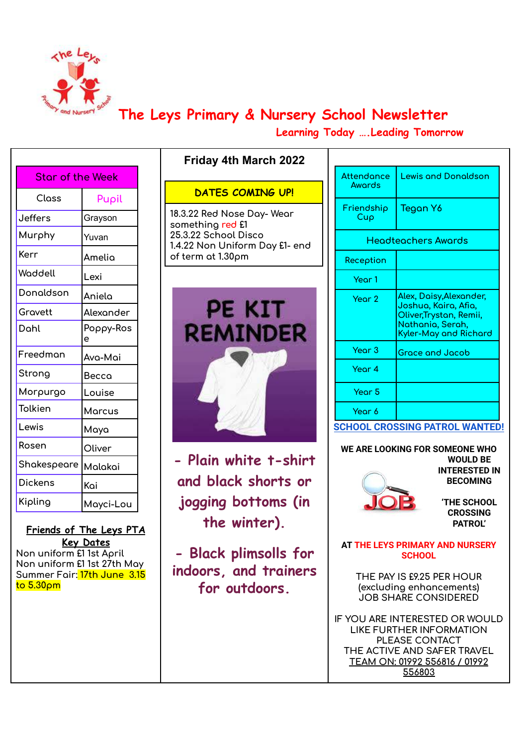# The Leys Primary & Nursery School Newsletter

*Learning Today ….Leading Tomorrow*

**Friday 4th March 2022**

| Star of the Week | |
|---|---|
| Class | Pupil |
| Jeffers | Grayson |
| Murphy | Yuvan |
| Kerr | Amelia |
| Waddell | Lexi |
| Donaldson | Aniela |
| Gravett | Alexander |
| Dahl | Poppy-Rose |
| Freedman | Ava-Mai |
| Strong | Becca |
| Morpurgo | Louise |
| Tolkien | Marcus |
| Lewis | Maya |
| Rosen | Oliver |
| Shakespeare | Malakai |
| Dickens | Kai |
| Kipling | Mayci-Lou |

**Friends of The Leys PTA**
**Key Dates**

Non uniform £1 1st April
Non uniform £1 1st 27th May
Summer Fair: 17th June 3.15 to 5.30pm

## DATES COMING UP!

18.3.22 Red Nose Day- Wear something red £1
25.3.22 School Disco
1.4.22 Non Uniform Day £1- end of term at 1.30pm

## PE KIT REMINDER

- Plain white t-shirt and black shorts or jogging bottoms (in the winter).

- Black plimsolls for indoors, and trainers for outdoors.

| Attendance Awards | Lewis and Donaldson |
|---|---|
| Friendship Cup | Tegan Y6 |
| Headteachers Awards | |
| Reception | |
| Year 1 | |
| Year 2 | Alex, Daisy, Alexander, Joshua, Kaira, Afia, Oliver, Trystan, Remii, Nathania, Serah, Kyler-May and Richard |
| Year 3 | Grace and Jacob |
| Year 4 | |
| Year 5 | |
| Year 6 | |

## SCHOOL CROSSING PATROL WANTED!

WE ARE LOOKING FOR SOMEONE WHO WOULD BE INTERESTED IN BECOMING

'THE SCHOOL CROSSING PATROL'

AT THE LEYS PRIMARY AND NURSERY SCHOOL

THE PAY IS £9.25 PER HOUR (excluding enhancements)
JOB SHARE CONSIDERED

IF YOU ARE INTERESTED OR WOULD LIKE FURTHER INFORMATION PLEASE CONTACT THE ACTIVE AND SAFER TRAVEL TEAM ON: 01992 556816 / 01992 556803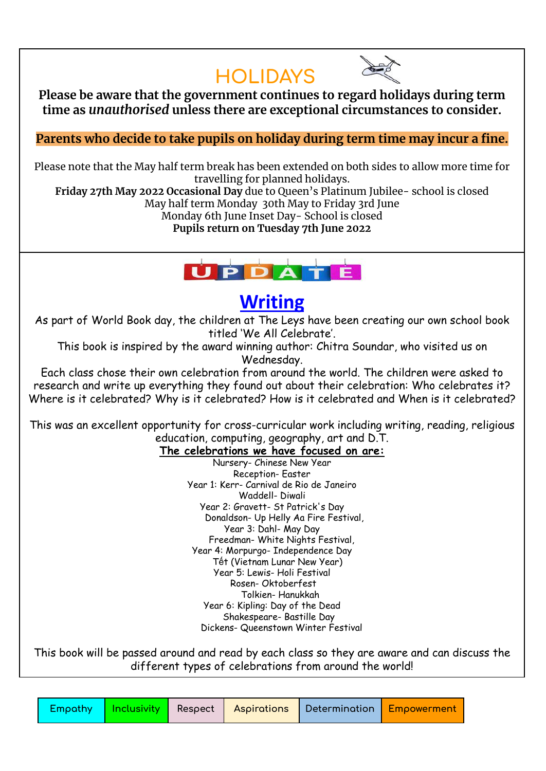# HOLIDAYS

**Please be aware that the government continues to regard holidays during term time as *unauthorised* unless there are exceptional circumstances to consider.**

**Parents who decide to take pupils on holiday during term time may incur a fine.**

Please note that the May half term break has been extended on both sides to allow more time for travelling for planned holidays.
**Friday 27th May 2022 Occasional Day** due to Queen's Platinum Jubilee- school is closed
May half term Monday 30th May to Friday 3rd June
Monday 6th June Inset Day- School is closed
**Pupils return on Tuesday 7th June 2022**

# UPDATE

## Writing

As part of World Book day, the children at The Leys have been creating our own school book titled 'We All Celebrate'.
This book is inspired by the award winning author: Chitra Soundar, who visited us on Wednesday.
Each class chose their own celebration from around the world. The children were asked to research and write up everything they found out about their celebration: Who celebrates it? Where is it celebrated? Why is it celebrated? How is it celebrated and When is it celebrated?

This was an excellent opportunity for cross-curricular work including writing, reading, religious education, computing, geography, art and D.T.

**The celebrations we have focused on are:**

Nursery- Chinese New Year
Reception- Easter
Year 1: Kerr- Carnival de Rio de Janeiro
Waddell- Diwali
Year 2: Gravett- St Patrick's Day
Donaldson- Up Helly Aa Fire Festival,
Year 3: Dahl- May Day
Freedman- White Nights Festival,
Year 4: Morpurgo- Independence Day
Tết (Vietnam Lunar New Year)
Year 5: Lewis- Holi Festival
Rosen- Oktoberfest
Tolkien- Hanukkah
Year 6: Kipling: Day of the Dead
Shakespeare- Bastille Day
Dickens- Queenstown Winter Festival

This book will be passed around and read by each class so they are aware and can discuss the different types of celebrations from around the world!

| Empathy | Inclusivity | Respect | Aspirations | Determination | Empowerment |
|---|---|---|---|---|---|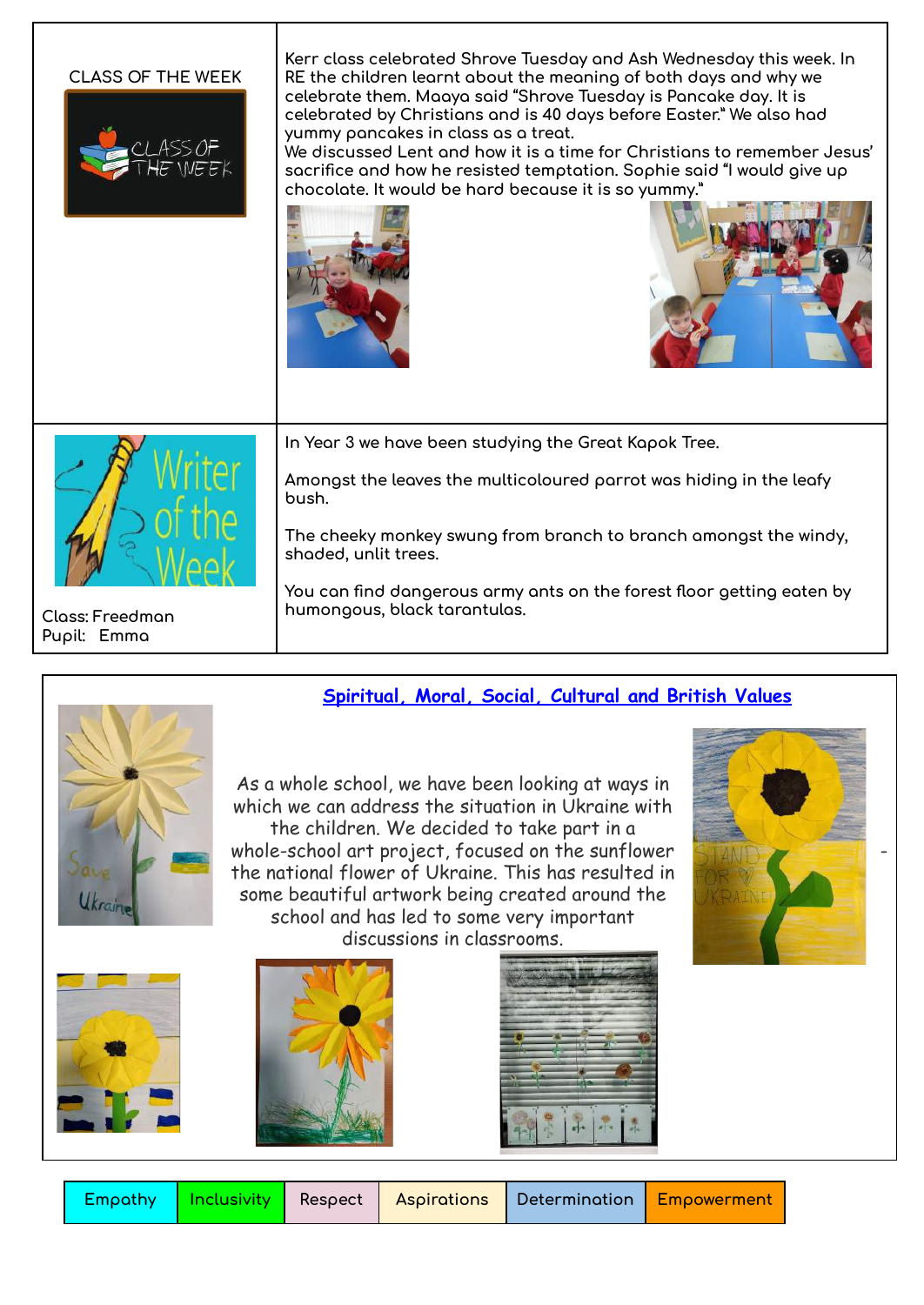## CLASS OF THE WEEK

Kerr class celebrated Shrove Tuesday and Ash Wednesday this week. In RE the children learnt about the meaning of both days and why we celebrate them. Maaya said "Shrove Tuesday is Pancake day. It is celebrated by Christians and is 40 days before Easter." We also had yummy pancakes in class as a treat.
We discussed Lent and how it is a time for Christians to remember Jesus' sacrifice and how he resisted temptation. Sophie said "I would give up chocolate. It would be hard because it is so yummy."

## Writer of the Week

Class: Freedman
Pupil: Emma

In Year 3 we have been studying the Great Kapok Tree.

Amongst the leaves the multicoloured parrot was hiding in the leafy bush.

The cheeky monkey swung from branch to branch amongst the windy, shaded, unlit trees.

You can find dangerous army ants on the forest floor getting eaten by humongous, black tarantulas.

## Spiritual, Moral, Social, Cultural and British Values

As a whole school, we have been looking at ways in which we can address the situation in Ukraine with the children. We decided to take part in a whole-school art project, focused on the sunflower the national flower of Ukraine. This has resulted in some beautiful artwork being created around the school and has led to some very important discussions in classrooms.

| Empathy | Inclusivity | Respect | Aspirations | Determination | Empowerment |
|---|---|---|---|---|---|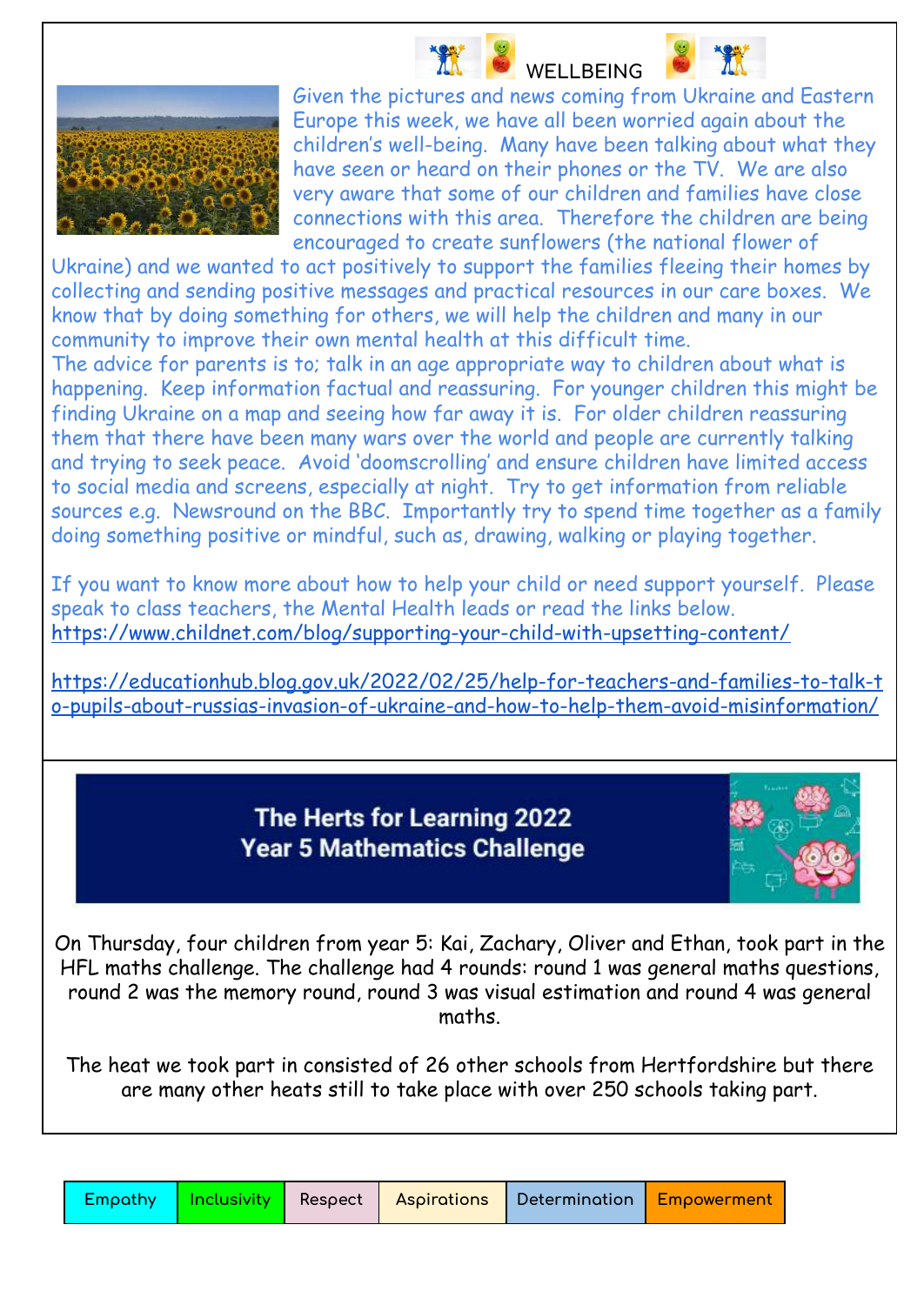## WELLBEING

Given the pictures and news coming from Ukraine and Eastern Europe this week, we have all been worried again about the children's well-being. Many have been talking about what they have seen or heard on their phones or the TV. We are also very aware that some of our children and families have close connections with this area. Therefore the children are being encouraged to create sunflowers (the national flower of Ukraine) and we wanted to act positively to support the families fleeing their homes by collecting and sending positive messages and practical resources in our care boxes. We know that by doing something for others, we will help the children and many in our community to improve their own mental health at this difficult time.

The advice for parents is to; talk in an age appropriate way to children about what is happening. Keep information factual and reassuring. For younger children this might be finding Ukraine on a map and seeing how far away it is. For older children reassuring them that there have been many wars over the world and people are currently talking and trying to seek peace. Avoid 'doomscrolling' and ensure children have limited access to social media and screens, especially at night. Try to get information from reliable sources e.g. Newsround on the BBC. Importantly try to spend time together as a family doing something positive or mindful, such as, drawing, walking or playing together.

If you want to know more about how to help your child or need support yourself. Please speak to class teachers, the Mental Health leads or read the links below.
https://www.childnet.com/blog/supporting-your-child-with-upsetting-content/

https://educationhub.blog.gov.uk/2022/02/25/help-for-teachers-and-families-to-talk-to-pupils-about-russias-invasion-of-ukraine-and-how-to-help-them-avoid-misinformation/

## The Herts for Learning 2022 Year 5 Mathematics Challenge

On Thursday, four children from year 5: Kai, Zachary, Oliver and Ethan, took part in the HFL maths challenge. The challenge had 4 rounds: round 1 was general maths questions, round 2 was the memory round, round 3 was visual estimation and round 4 was general maths.

The heat we took part in consisted of 26 other schools from Hertfordshire but there are many other heats still to take place with over 250 schools taking part.

| Empathy | Inclusivity | Respect | Aspirations | Determination | Empowerment |
|---|---|---|---|---|---|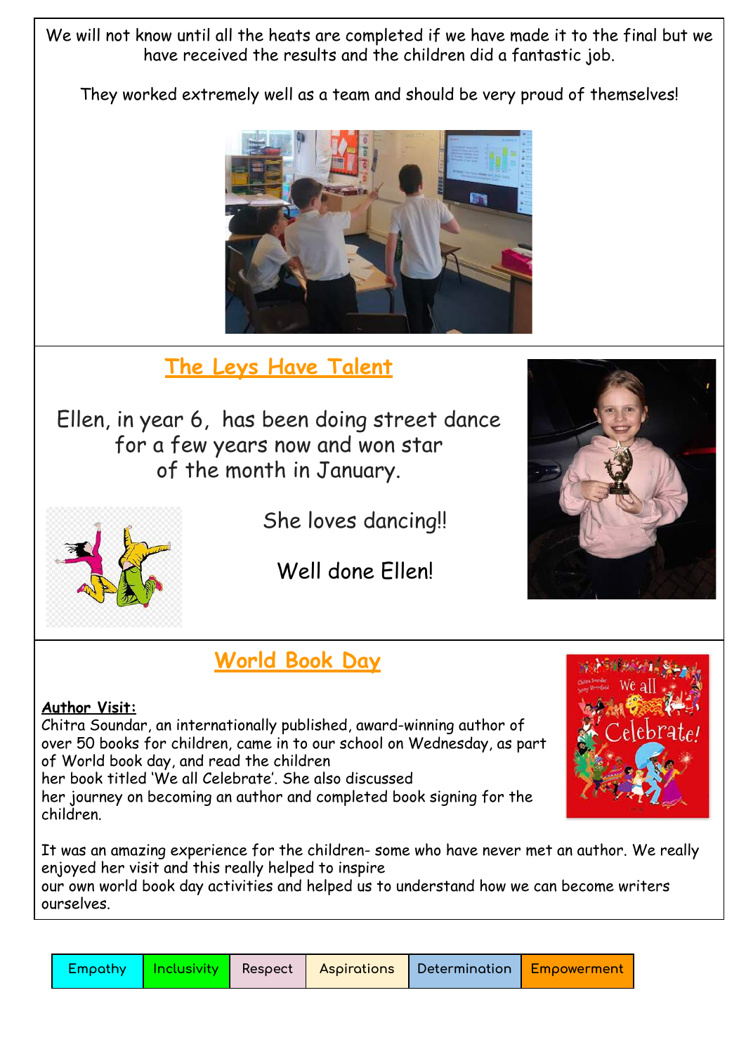We will not know until all the heats are completed if we have made it to the final but we have received the results and the children did a fantastic job.

They worked extremely well as a team and should be very proud of themselves!

## The Leys Have Talent

Ellen, in year 6, has been doing street dance for a few years now and won star of the month in January.

She loves dancing!!

Well done Ellen!

## World Book Day

**Author Visit:**

Chitra Soundar, an internationally published, award-winning author of over 50 books for children, came in to our school on Wednesday, as part of World book day, and read the children her book titled 'We all Celebrate'. She also discussed her journey on becoming an author and completed book signing for the children.

It was an amazing experience for the children- some who have never met an author. We really enjoyed her visit and this really helped to inspire our own world book day activities and helped us to understand how we can become writers ourselves.

| Empathy | Inclusivity | Respect | Aspirations | Determination | Empowerment |
|---|---|---|---|---|---|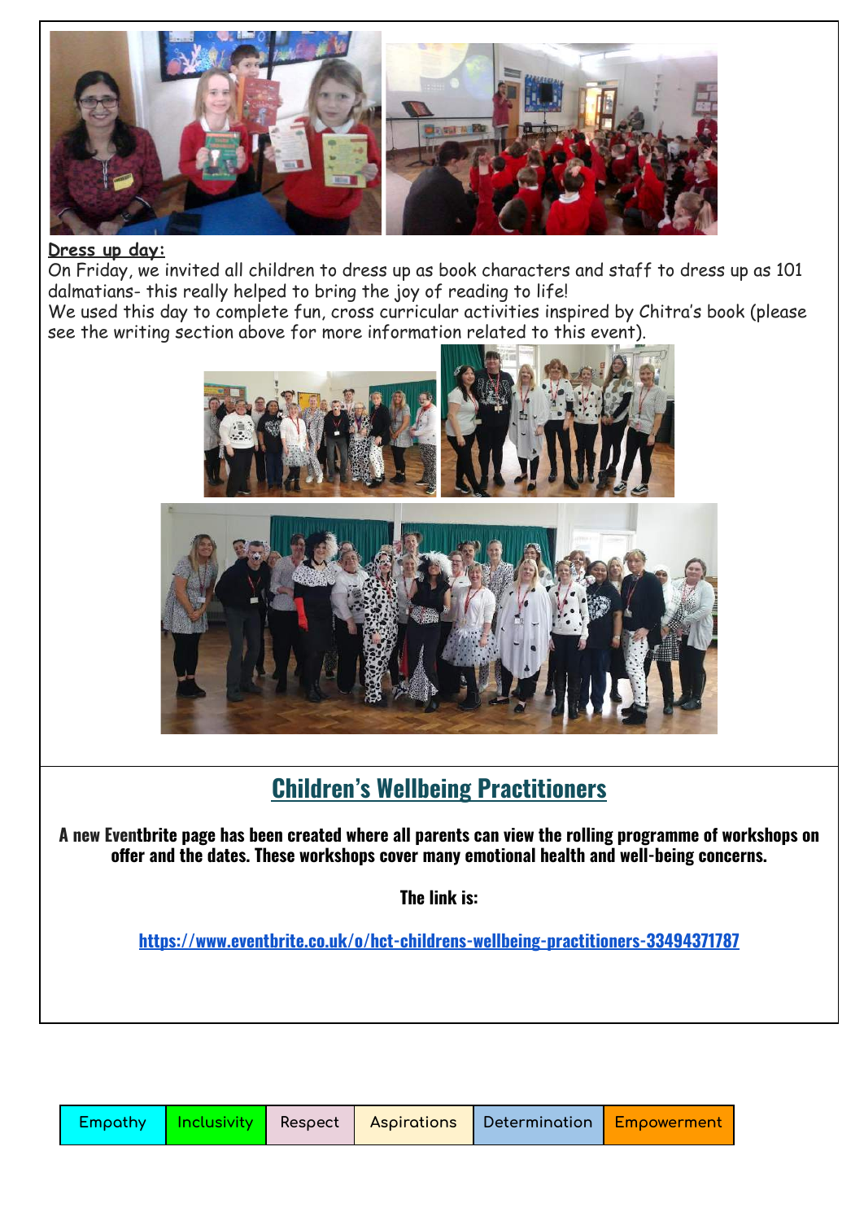**Dress up day:**

On Friday, we invited all children to dress up as book characters and staff to dress up as 101 dalmatians- this really helped to bring the joy of reading to life!

We used this day to complete fun, cross curricular activities inspired by Chitra's book (please see the writing section above for more information related to this event).

## Children's Wellbeing Practitioners

**A new Eventbrite page has been created where all parents can view the rolling programme of workshops on offer and the dates. These workshops cover many emotional health and well-being concerns.**

**The link is:**

**https://www.eventbrite.co.uk/o/hct-childrens-wellbeing-practitioners-33494371787**

| Empathy | Inclusivity | Respect | Aspirations | Determination | Empowerment |
|---|---|---|---|---|---|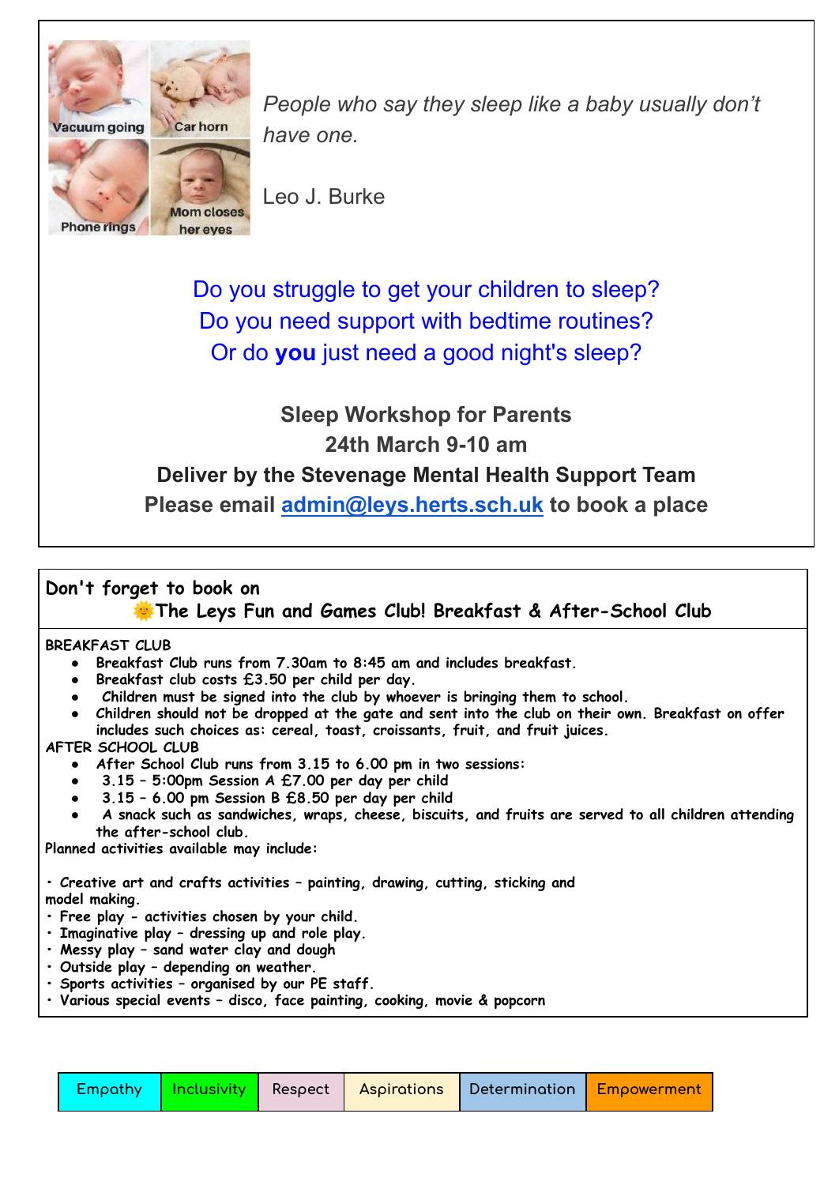Vacuum going | Car horn | Phone rings | Mom closes her eyes

*People who say they sleep like a baby usually don't have one.*

Leo J. Burke

Do you struggle to get your children to sleep?
Do you need support with bedtime routines?
Or do **you** just need a good night's sleep?

**Sleep Workshop for Parents**
**24th March 9-10 am**
**Deliver by the Stevenage Mental Health Support Team**
**Please email [admin@leys.herts.sch.uk](mailto:admin@leys.herts.sch.uk) to book a place**

## Don't forget to book on 🌞The Leys Fun and Games Club! Breakfast & After-School Club

**BREAKFAST CLUB**

- Breakfast Club runs from 7.30am to 8:45 am and includes breakfast.
- Breakfast club costs £3.50 per child per day.
- Children must be signed into the club by whoever is bringing them to school.
- Children should not be dropped at the gate and sent into the club on their own. Breakfast on offer includes such choices as: cereal, toast, croissants, fruit, and fruit juices.

**AFTER SCHOOL CLUB**

- After School Club runs from 3.15 to 6.00 pm in two sessions:
- 3.15 – 5:00pm Session A £7.00 per day per child
- 3.15 – 6.00 pm Session B £8.50 per day per child
- A snack such as sandwiches, wraps, cheese, biscuits, and fruits are served to all children attending the after-school club.

Planned activities available may include:

- Creative art and crafts activities – painting, drawing, cutting, sticking and model making.
- Free play - activities chosen by your child.
- Imaginative play – dressing up and role play.
- Messy play – sand water clay and dough
- Outside play – depending on weather.
- Sports activities – organised by our PE staff.
- Various special events – disco, face painting, cooking, movie & popcorn

| Empathy | Inclusivity | Respect | Aspirations | Determination | Empowerment |
|---|---|---|---|---|---|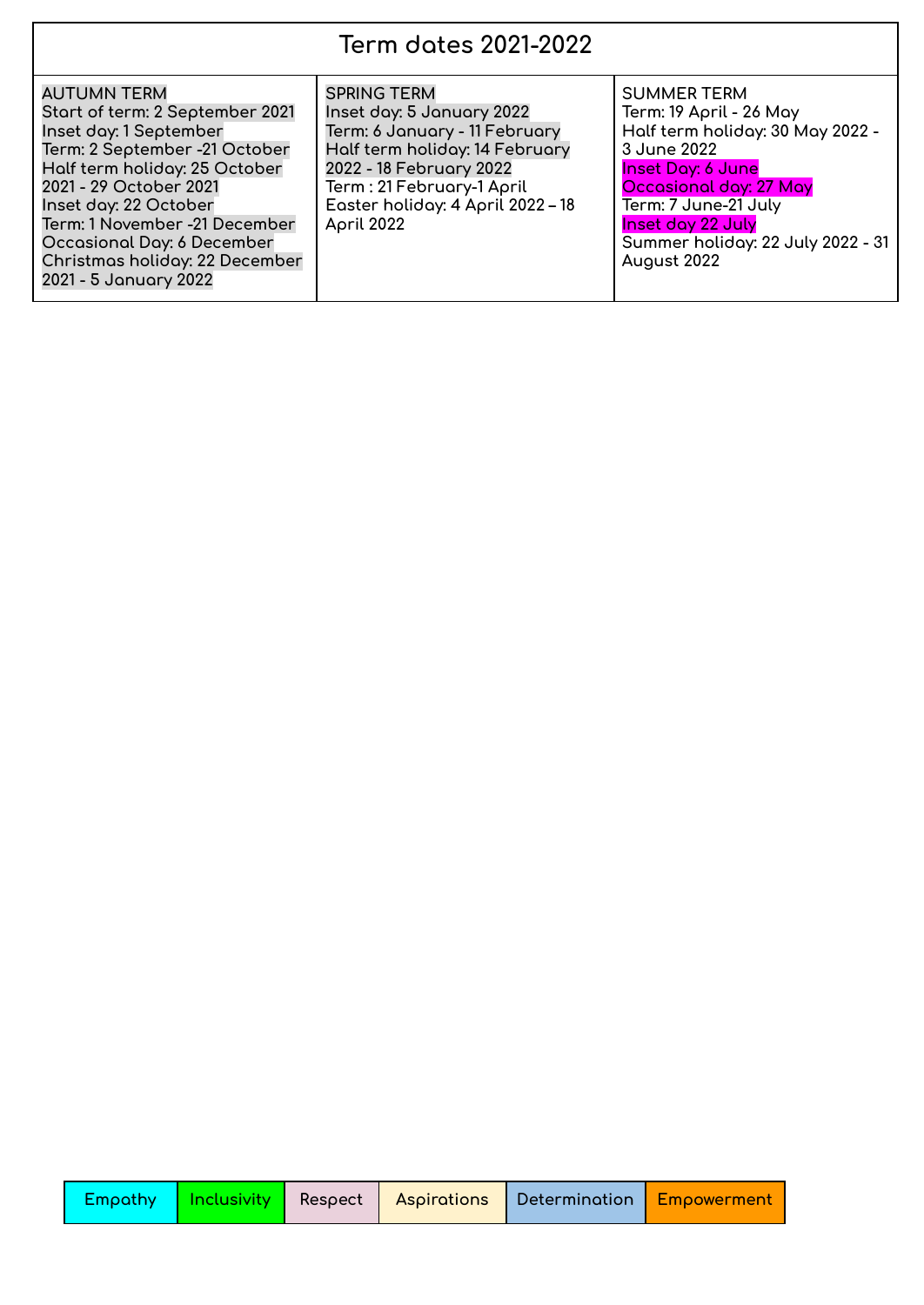| Term dates 2021-2022 | | |
|---|---|---|
| AUTUMN TERM<br>Start of term: 2 September 2021<br>Inset day: 1 September<br>Term: 2 September -21 October<br>Half term holiday: 25 October 2021 - 29 October 2021<br>Inset day: 22 October<br>Term: 1 November -21 December<br>Occasional Day: 6 December<br>Christmas holiday: 22 December 2021 - 5 January 2022 | SPRING TERM<br>Inset day: 5 January 2022<br>Term: 6 January - 11 February<br>Half term holiday: 14 February 2022 - 18 February 2022<br>Term : 21 February-1 April<br>Easter holiday: 4 April 2022 – 18 April 2022 | SUMMER TERM<br>Term: 19 April - 26 May<br>Half term holiday: 30 May 2022 - 3 June 2022<br>Inset Day: 6 June<br>Occasional day: 27 May<br>Term: 7 June-21 July<br>Inset day 22 July<br>Summer holiday: 22 July 2022 - 31 August 2022 |

| | | | | | |
|---|---|---|---|---|---|
| Empathy | Inclusivity | Respect | Aspirations | Determination | Empowerment |